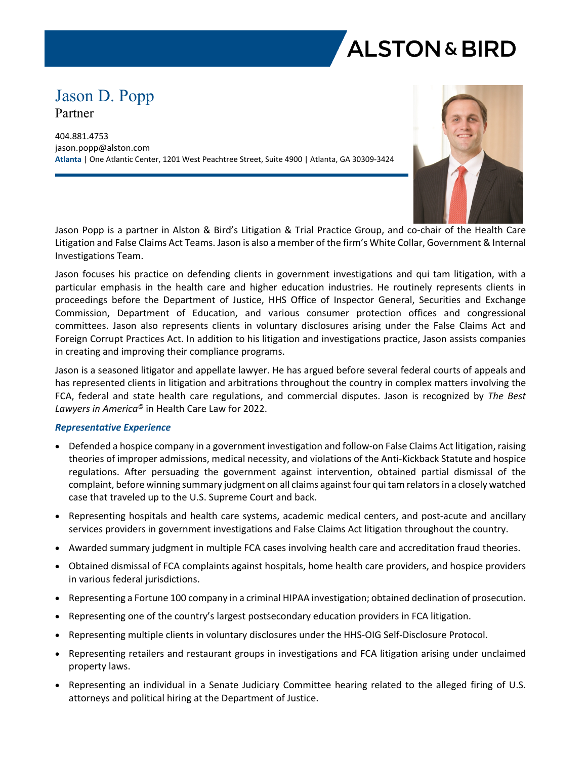ALSTON & BIRD

# Jason D. Popp

Partner

404.881.4753
jason.popp@alston.com
**Atlanta** | One Atlantic Center, 1201 West Peachtree Street, Suite 4900 | Atlanta, GA 30309-3424

Jason Popp is a partner in Alston & Bird's Litigation & Trial Practice Group, and co-chair of the Health Care Litigation and False Claims Act Teams. Jason is also a member of the firm's White Collar, Government & Internal Investigations Team.

Jason focuses his practice on defending clients in government investigations and qui tam litigation, with a particular emphasis in the health care and higher education industries. He routinely represents clients in proceedings before the Department of Justice, HHS Office of Inspector General, Securities and Exchange Commission, Department of Education, and various consumer protection offices and congressional committees. Jason also represents clients in voluntary disclosures arising under the False Claims Act and Foreign Corrupt Practices Act. In addition to his litigation and investigations practice, Jason assists companies in creating and improving their compliance programs.

Jason is a seasoned litigator and appellate lawyer. He has argued before several federal courts of appeals and has represented clients in litigation and arbitrations throughout the country in complex matters involving the FCA, federal and state health care regulations, and commercial disputes. Jason is recognized by *The Best Lawyers in America©* in Health Care Law for 2022.

### *Representative Experience*

- Defended a hospice company in a government investigation and follow-on False Claims Act litigation, raising theories of improper admissions, medical necessity, and violations of the Anti-Kickback Statute and hospice regulations. After persuading the government against intervention, obtained partial dismissal of the complaint, before winning summary judgment on all claims against four qui tam relators in a closely watched case that traveled up to the U.S. Supreme Court and back.
- Representing hospitals and health care systems, academic medical centers, and post-acute and ancillary services providers in government investigations and False Claims Act litigation throughout the country.
- Awarded summary judgment in multiple FCA cases involving health care and accreditation fraud theories.
- Obtained dismissal of FCA complaints against hospitals, home health care providers, and hospice providers in various federal jurisdictions.
- Representing a Fortune 100 company in a criminal HIPAA investigation; obtained declination of prosecution.
- Representing one of the country's largest postsecondary education providers in FCA litigation.
- Representing multiple clients in voluntary disclosures under the HHS-OIG Self-Disclosure Protocol.
- Representing retailers and restaurant groups in investigations and FCA litigation arising under unclaimed property laws.
- Representing an individual in a Senate Judiciary Committee hearing related to the alleged firing of U.S. attorneys and political hiring at the Department of Justice.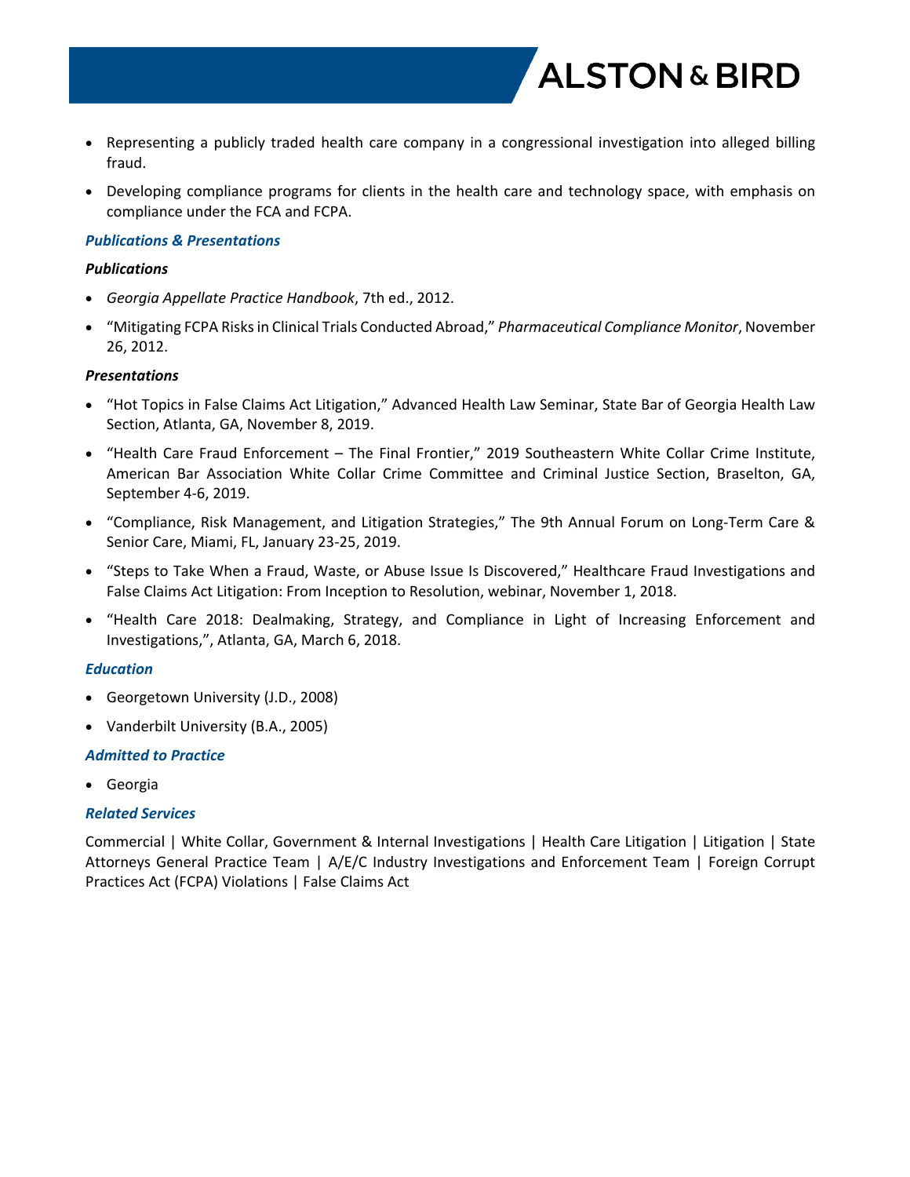- Representing a publicly traded health care company in a congressional investigation into alleged billing fraud.
- Developing compliance programs for clients in the health care and technology space, with emphasis on compliance under the FCA and FCPA.

### *Publications & Presentations*

#### *Publications*

- *Georgia Appellate Practice Handbook*, 7th ed., 2012.
- "Mitigating FCPA Risks in Clinical Trials Conducted Abroad," *Pharmaceutical Compliance Monitor*, November 26, 2012.

#### *Presentations*

- "Hot Topics in False Claims Act Litigation," Advanced Health Law Seminar, State Bar of Georgia Health Law Section, Atlanta, GA, November 8, 2019.
- "Health Care Fraud Enforcement – The Final Frontier," 2019 Southeastern White Collar Crime Institute, American Bar Association White Collar Crime Committee and Criminal Justice Section, Braselton, GA, September 4-6, 2019.
- "Compliance, Risk Management, and Litigation Strategies," The 9th Annual Forum on Long-Term Care & Senior Care, Miami, FL, January 23-25, 2019.
- "Steps to Take When a Fraud, Waste, or Abuse Issue Is Discovered," Healthcare Fraud Investigations and False Claims Act Litigation: From Inception to Resolution, webinar, November 1, 2018.
- "Health Care 2018: Dealmaking, Strategy, and Compliance in Light of Increasing Enforcement and Investigations,", Atlanta, GA, March 6, 2018.

### *Education*

- Georgetown University (J.D., 2008)
- Vanderbilt University (B.A., 2005)

### *Admitted to Practice*

- Georgia

### *Related Services*

Commercial | White Collar, Government & Internal Investigations | Health Care Litigation | Litigation | State Attorneys General Practice Team | A/E/C Industry Investigations and Enforcement Team | Foreign Corrupt Practices Act (FCPA) Violations | False Claims Act